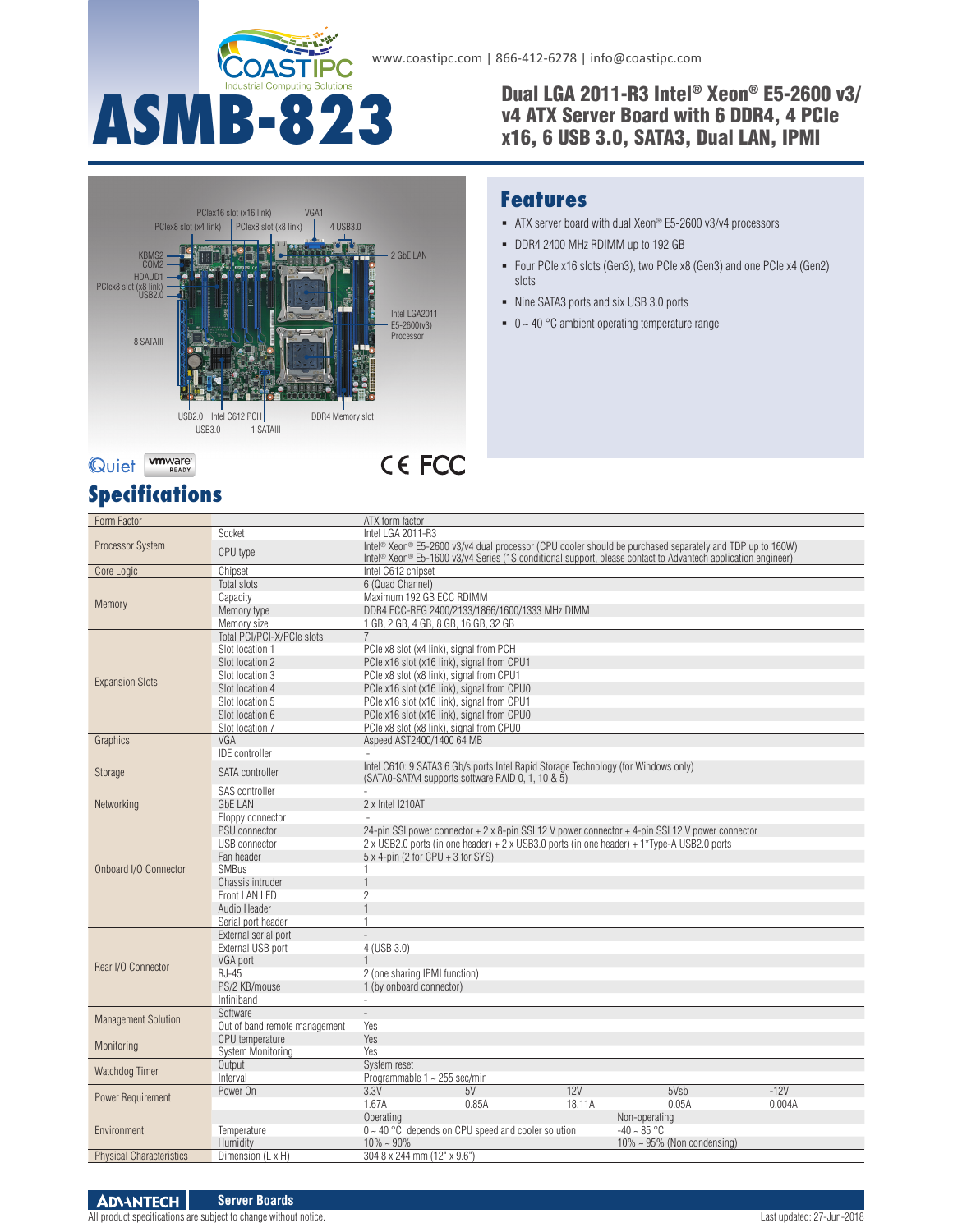www.coastipc.com | 866-412-6278 | info@coastipc.com

# ASMB-823

## Dual LGA 2011-R3 Intel® Xeon® E5-2600 v3/ v4 ATX Server Board with 6 DDR4, 4 PCIe x16, 6 USB 3.0, SATA3, Dual LAN, IPMI

PCIex16 slot (x16 link) | VGA1 | PCIex8 slot (x4 link) | PCIex8 slot (x8 link) | 4 USB3.0 | KBMS2 | COM2 | HDAUD1 | PCIex8 slot (x8 link) | USB2.0 | 2 GbE LAN | Intel LGA2011 E5-2600(v3) Processor | 8 SATAIII | USB2.0 | Intel C612 PCH | DDR4 Memory slot | USB3.0 | 1 SATAIII

## Features

- ATX server board with dual Xeon® E5-2600 v3/v4 processors
- DDR4 2400 MHz RDIMM up to 192 GB
- Four PCIe x16 slots (Gen3), two PCIe x8 (Gen3) and one PCIe x4 (Gen2) slots
- Nine SATA3 ports and six USB 3.0 ports
- 0 ~ 40 °C ambient operating temperature range

## Specifications

| | | | | | | |
|---|---|---|---|---|---|---|
| Form Factor | | ATX form factor | | | | |
| Processor System | Socket | Intel LGA 2011-R3 | | | | |
| | CPU type | Intel® Xeon® E5-2600 v3/v4 dual processor (CPU cooler should be purchased separately and TDP up to 160W)<br>Intel® Xeon® E5-1600 v3/v4 Series (1S conditional support, please contact to Advantech application engineer) | | | | |
| Core Logic | Chipset | Intel C612 chipset | | | | |
| Memory | Total slots | 6 (Quad Channel) | | | | |
| | Capacity | Maximum 192 GB ECC RDIMM | | | | |
| | Memory type | DDR4 ECC-REG 2400/2133/1866/1600/1333 MHz DIMM | | | | |
| | Memory size | 1 GB, 2 GB, 4 GB, 8 GB, 16 GB, 32 GB | | | | |
| Expansion Slots | Total PCI/PCI-X/PCIe slots | 7 | | | | |
| | Slot location 1 | PCIe x8 slot (x4 link), signal from PCH | | | | |
| | Slot location 2 | PCIe x16 slot (x16 link), signal from CPU1 | | | | |
| | Slot location 3 | PCIe x8 slot (x8 link), signal from CPU1 | | | | |
| | Slot location 4 | PCIe x16 slot (x16 link), signal from CPU0 | | | | |
| | Slot location 5 | PCIe x16 slot (x16 link), signal from CPU1 | | | | |
| | Slot location 6 | PCIe x16 slot (x16 link), signal from CPU0 | | | | |
| | Slot location 7 | PCIe x8 slot (x8 link), signal from CPU0 | | | | |
| Graphics | VGA | Aspeed AST2400/1400 64 MB | | | | |
| Storage | IDE controller | - | | | | |
| | SATA controller | Intel C610: 9 SATA3 6 Gb/s ports Intel Rapid Storage Technology (for Windows only)<br>(SATA0-SATA4 supports software RAID 0, 1, 10 & 5) | | | | |
| | SAS controller | - | | | | |
| Networking | GbE LAN | 2 x Intel I210AT | | | | |
| Onboard I/O Connector | Floppy connector | - | | | | |
| | PSU connector | 24-pin SSI power connector + 2 x 8-pin SSI 12 V power connector + 4-pin SSI 12 V power connector | | | | |
| | USB connector | 2 x USB2.0 ports (in one header) + 2 x USB3.0 ports (in one header) + 1*Type-A USB2.0 ports | | | | |
| | Fan header | 5 x 4-pin (2 for CPU + 3 for SYS) | | | | |
| | SMBus | 1 | | | | |
| | Chassis intruder | 1 | | | | |
| | Front LAN LED | 2 | | | | |
| | Audio Header | 1 | | | | |
| | Serial port header | 1 | | | | |
| Rear I/O Connector | External serial port | - | | | | |
| | External USB port | 4 (USB 3.0) | | | | |
| | VGA port | 1 | | | | |
| | RJ-45 | 2 (one sharing IPMI function) | | | | |
| | PS/2 KB/mouse | 1 (by onboard connector) | | | | |
| | Infiniband | - | | | | |
| Management Solution | Software | - | | | | |
| | Out of band remote management | Yes | | | | |
| Monitoring | CPU temperature | Yes | | | | |
| | System Monitoring | Yes | | | | |
| Watchdog Timer | Output | System reset | | | | |
| | Interval | Programmable 1 ~ 255 sec/min | | | | |
| Power Requirement | Power On | 3.3V | 5V | 12V | 5Vsb | -12V |
| | | 1.67A | 0.85A | 18.11A | 0.05A | 0.004A |
| Environment | | Operating | | | Non-operating | |
| | Temperature | 0 ~ 40 °C, depends on CPU speed and cooler solution | | | -40 ~ 85 °C | |
| | Humidity | 10% ~ 90% | | | 10% ~ 95% (Non condensing) | |
| Physical Characteristics | Dimension (L x H) | 304.8 x 244 mm (12" x 9.6") | | | | |

All product specifications are subject to change without notice.

Last updated: 27-Jun-2018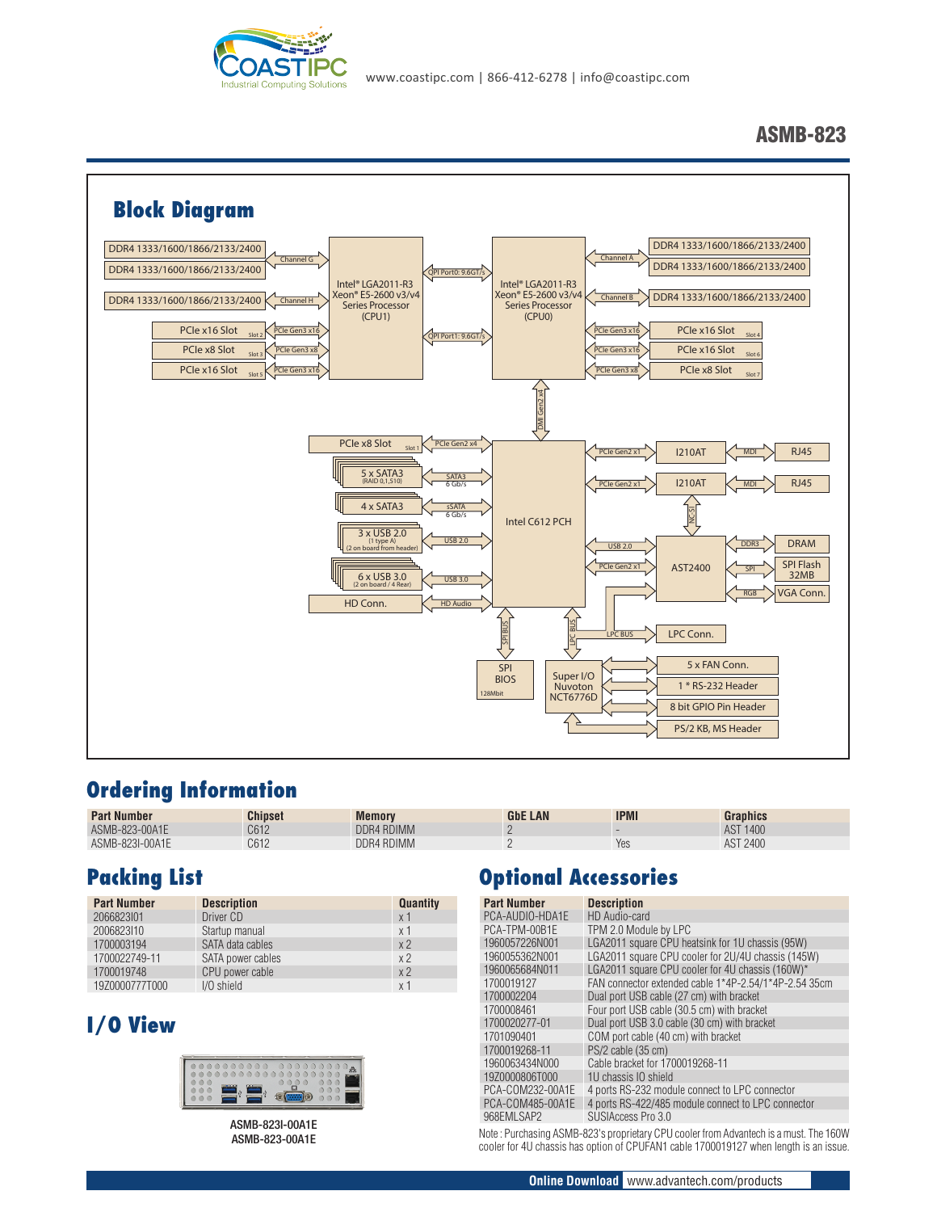# ASMB-823

## Block Diagram

DDR4 1333/1600/1866/2133/2400
DDR4 1333/1600/1866/2133/2400
DDR4 1333/1600/1866/2133/2400
Channel G
Channel H
Intel® LGA2011-R3 Xeon® E5-2600 v3/v4 Series Processor (CPU1)
QPI Port0: 9.6GT/s
QPI Port1: 9.6GT/s
Intel® LGA2011-R3 Xeon® E5-2600 v3/v4 Series Processor (CPU0)
Channel A
Channel B
DDR4 1333/1600/1866/2133/2400
DDR4 1333/1600/1866/2133/2400
DDR4 1333/1600/1866/2133/2400
PCIe x16 Slot Slot 2 — PCIe Gen3 x16
PCIe x8 Slot Slot 3 — PCIe Gen3 x8
PCIe x16 Slot Slot 5 — PCIe Gen3 x16
PCIe Gen3 x16 — PCIe x16 Slot Slot 4
PCIe Gen3 x16 — PCIe x16 Slot Slot 6
PCIe Gen3 x8 — PCIe x8 Slot Slot 7
DMI Gen2 x4
PCIe x8 Slot Slot 1 — PCIe Gen2 x4
5 x SATA3 (RAID 0,1,5,10) — SATA3 6 Gb/s
4 x SATA3 — sSATA 6 Gb/s
3 x USB 2.0 (1 type A) (2 on board from header) — USB 2.0
6 x USB 3.0 (2 on board / 4 Rear) — USB 3.0
HD Conn. — HD Audio
Intel C612 PCH
PCIe Gen2 x1 — I210AT — MDI — RJ45
PCIe Gen2 x1 — I210AT — MDI — RJ45
NC-SI
USB 2.0
PCIe Gen2 x1
AST2400
DDR3 — DRAM
SPI — SPI Flash 32MB
RGB — VGA Conn.
SPI BUS
SPI BIOS 128Mbit
LPC BUS
LPC BUS — LPC Conn.
Super I/O Nuvoton NCT6776D
5 x FAN Conn.
1 * RS-232 Header
8 bit GPIO Pin Header
PS/2 KB, MS Header

## Ordering Information

| Part Number | Chipset | Memory | GbE LAN | IPMI | Graphics |
|---|---|---|---|---|---|
| ASMB-823-00A1E | C612 | DDR4 RDIMM | 2 | - | AST 1400 |
| ASMB-823I-00A1E | C612 | DDR4 RDIMM | 2 | Yes | AST 2400 |

## Packing List

| Part Number | Description | Quantity |
|---|---|---|
| 2066823I01 | Driver CD | x 1 |
| 2006823I10 | Startup manual | x 1 |
| 1700003194 | SATA data cables | x 2 |
| 1700022749-11 | SATA power cables | x 2 |
| 1700019748 | CPU power cable | x 2 |
| 19Z0000777T000 | I/O shield | x 1 |

## I/O View

ASMB-823I-00A1E
ASMB-823-00A1E

## Optional Accessories

| Part Number | Description |
|---|---|
| PCA-AUDIO-HDA1E | HD Audio-card |
| PCA-TPM-00B1E | TPM 2.0 Module by LPC |
| 1960057226N001 | LGA2011 square CPU heatsink for 1U chassis (95W) |
| 1960055362N001 | LGA2011 square CPU cooler for 2U/4U chassis (145W) |
| 1960065684N011 | LGA2011 square CPU cooler for 4U chassis (160W)* |
| 1700019127 | FAN connector extended cable 1*4P-2.54/1*4P-2.54 35cm |
| 1700002204 | Dual port USB cable (27 cm) with bracket |
| 1700008461 | Four port USB cable (30.5 cm) with bracket |
| 1700020277-01 | Dual port USB 3.0 cable (30 cm) with bracket |
| 1701090401 | COM port cable (40 cm) with bracket |
| 1700019268-11 | PS/2 cable (35 cm) |
| 1960063434N000 | Cable bracket for 1700019268-11 |
| 19Z0000806T000 | 1U chassis IO shield |
| PCA-COM232-00A1E | 4 ports RS-232 module connect to LPC connector |
| PCA-COM485-00A1E | 4 ports RS-422/485 module connect to LPC connector |
| 968EMLSAP2 | SUSIAccess Pro 3.0 |

Note : Purchasing ASMB-823's proprietary CPU cooler from Advantech is a must. The 160W cooler for 4U chassis has option of CPUFAN1 cable 1700019127 when length is an issue.

**Online Download** www.advantech.com/products